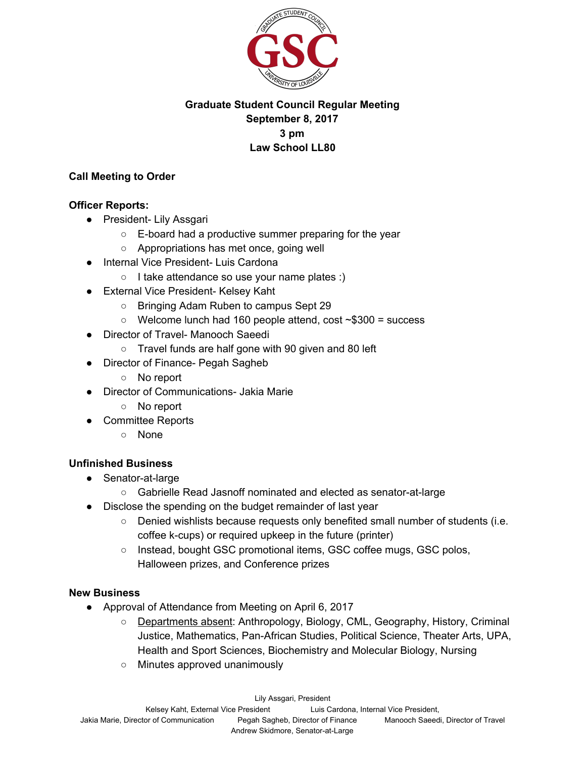**Graduate Student Council Regular Meeting**
**September 8, 2017**
**3 pm**
**Law School LL80**

**Call Meeting to Order**

**Officer Reports:**

- President- Lily Assgari
  - E-board had a productive summer preparing for the year
  - Appropriations has met once, going well
- Internal Vice President- Luis Cardona
  - I take attendance so use your name plates :)
- External Vice President- Kelsey Kaht
  - Bringing Adam Ruben to campus Sept 29
  - Welcome lunch had 160 people attend, cost ~$300 = success
- Director of Travel- Manooch Saeedi
  - Travel funds are half gone with 90 given and 80 left
- Director of Finance- Pegah Sagheb
  - No report
- Director of Communications- Jakia Marie
  - No report
- Committee Reports
  - None

**Unfinished Business**

- Senator-at-large
  - Gabrielle Read Jasnoff nominated and elected as senator-at-large
- Disclose the spending on the budget remainder of last year
  - Denied wishlists because requests only benefited small number of students (i.e. coffee k-cups) or required upkeep in the future (printer)
  - Instead, bought GSC promotional items, GSC coffee mugs, GSC polos, Halloween prizes, and Conference prizes

**New Business**

- Approval of Attendance from Meeting on April 6, 2017
  - <u>Departments absent</u>: Anthropology, Biology, CML, Geography, History, Criminal Justice, Mathematics, Pan-African Studies, Political Science, Theater Arts, UPA, Health and Sport Sciences, Biochemistry and Molecular Biology, Nursing
  - Minutes approved unanimously

Lily Assgari, President
Kelsey Kaht, External Vice President    Luis Cardona, Internal Vice President,
Jakia Marie, Director of Communication    Pegah Sagheb, Director of Finance    Manooch Saeedi, Director of Travel
Andrew Skidmore, Senator-at-Large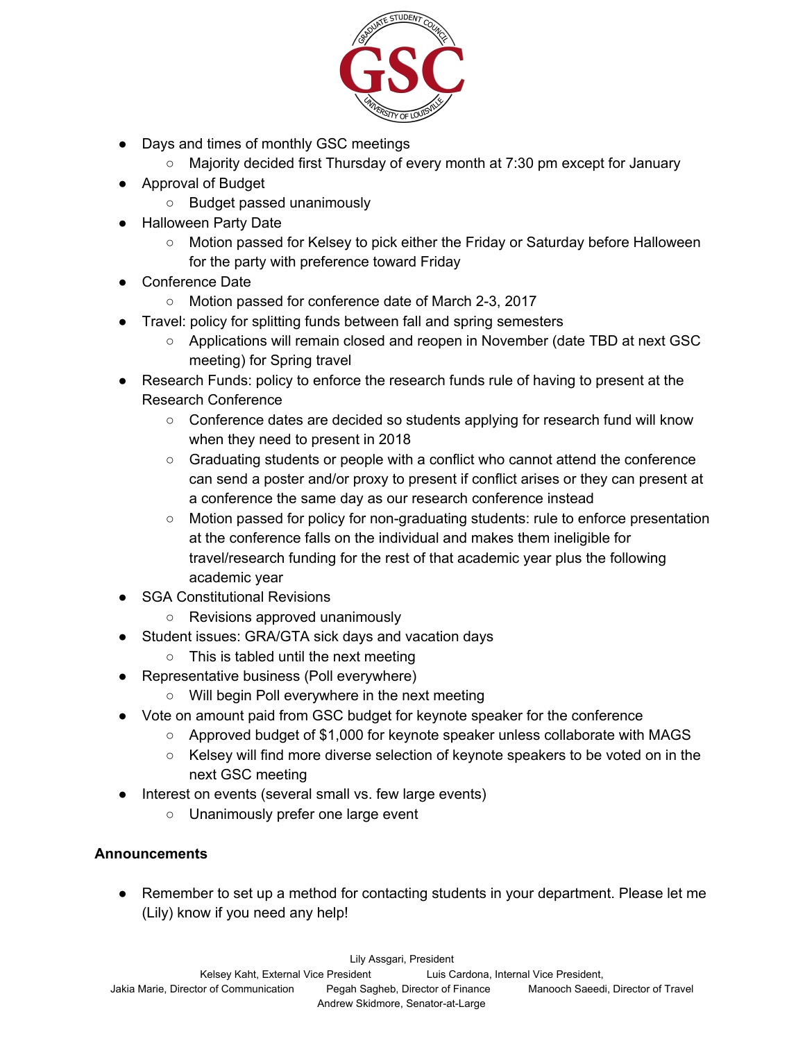- Days and times of monthly GSC meetings
  - Majority decided first Thursday of every month at 7:30 pm except for January
- Approval of Budget
  - Budget passed unanimously
- Halloween Party Date
  - Motion passed for Kelsey to pick either the Friday or Saturday before Halloween for the party with preference toward Friday
- Conference Date
  - Motion passed for conference date of March 2-3, 2017
- Travel: policy for splitting funds between fall and spring semesters
  - Applications will remain closed and reopen in November (date TBD at next GSC meeting) for Spring travel
- Research Funds: policy to enforce the research funds rule of having to present at the Research Conference
  - Conference dates are decided so students applying for research fund will know when they need to present in 2018
  - Graduating students or people with a conflict who cannot attend the conference can send a poster and/or proxy to present if conflict arises or they can present at a conference the same day as our research conference instead
  - Motion passed for policy for non-graduating students: rule to enforce presentation at the conference falls on the individual and makes them ineligible for travel/research funding for the rest of that academic year plus the following academic year
- SGA Constitutional Revisions
  - Revisions approved unanimously
- Student issues: GRA/GTA sick days and vacation days
  - This is tabled until the next meeting
- Representative business (Poll everywhere)
  - Will begin Poll everywhere in the next meeting
- Vote on amount paid from GSC budget for keynote speaker for the conference
  - Approved budget of $1,000 for keynote speaker unless collaborate with MAGS
  - Kelsey will find more diverse selection of keynote speakers to be voted on in the next GSC meeting
- Interest on events (several small vs. few large events)
  - Unanimously prefer one large event

**Announcements**

- Remember to set up a method for contacting students in your department. Please let me (Lily) know if you need any help!

Lily Assgari, President
Kelsey Kaht, External Vice President · Luis Cardona, Internal Vice President,
Jakia Marie, Director of Communication · Pegah Sagheb, Director of Finance · Manooch Saeedi, Director of Travel
Andrew Skidmore, Senator-at-Large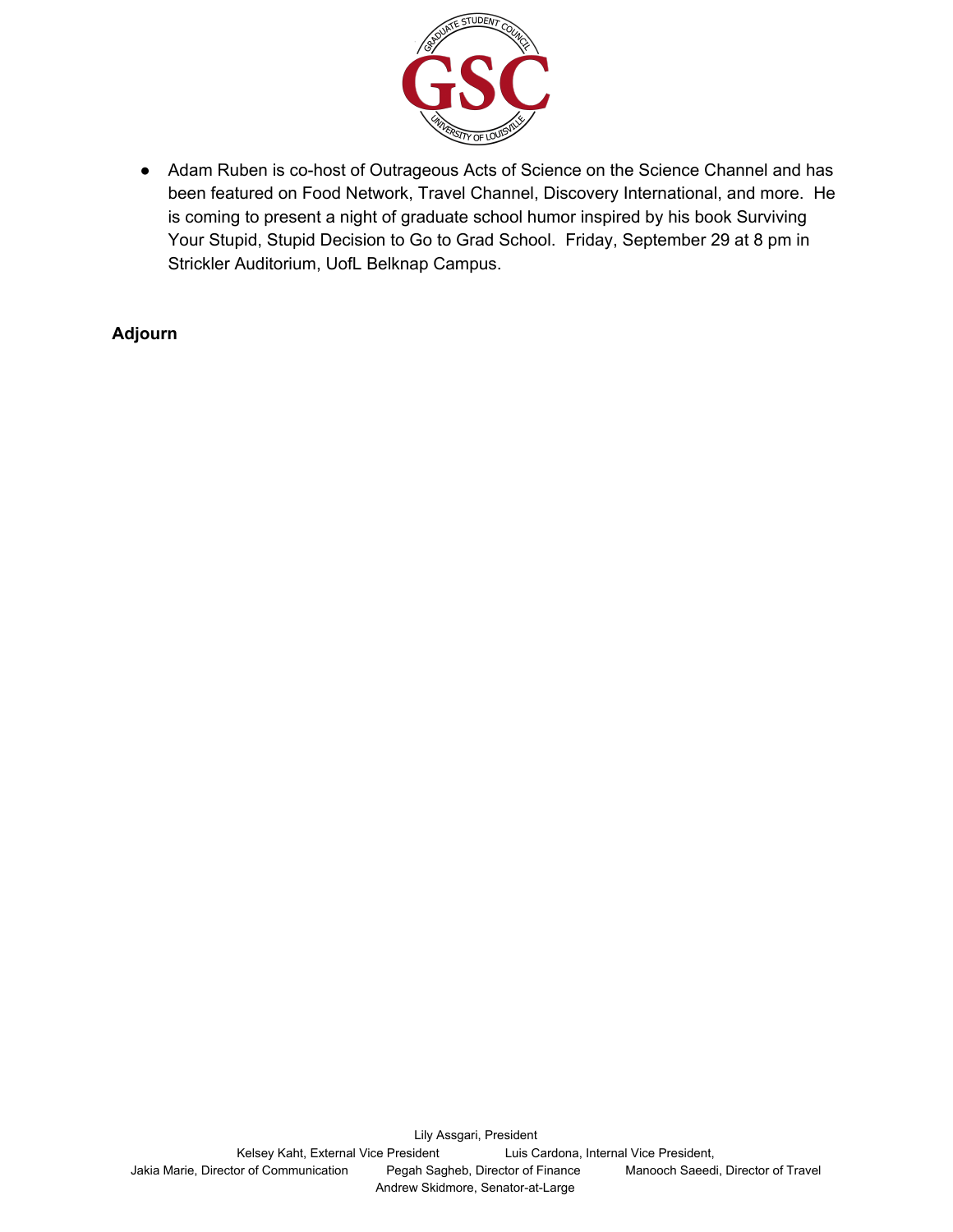- Adam Ruben is co-host of Outrageous Acts of Science on the Science Channel and has been featured on Food Network, Travel Channel, Discovery International, and more. He is coming to present a night of graduate school humor inspired by his book Surviving Your Stupid, Stupid Decision to Go to Grad School. Friday, September 29 at 8 pm in Strickler Auditorium, UofL Belknap Campus.

**Adjourn**